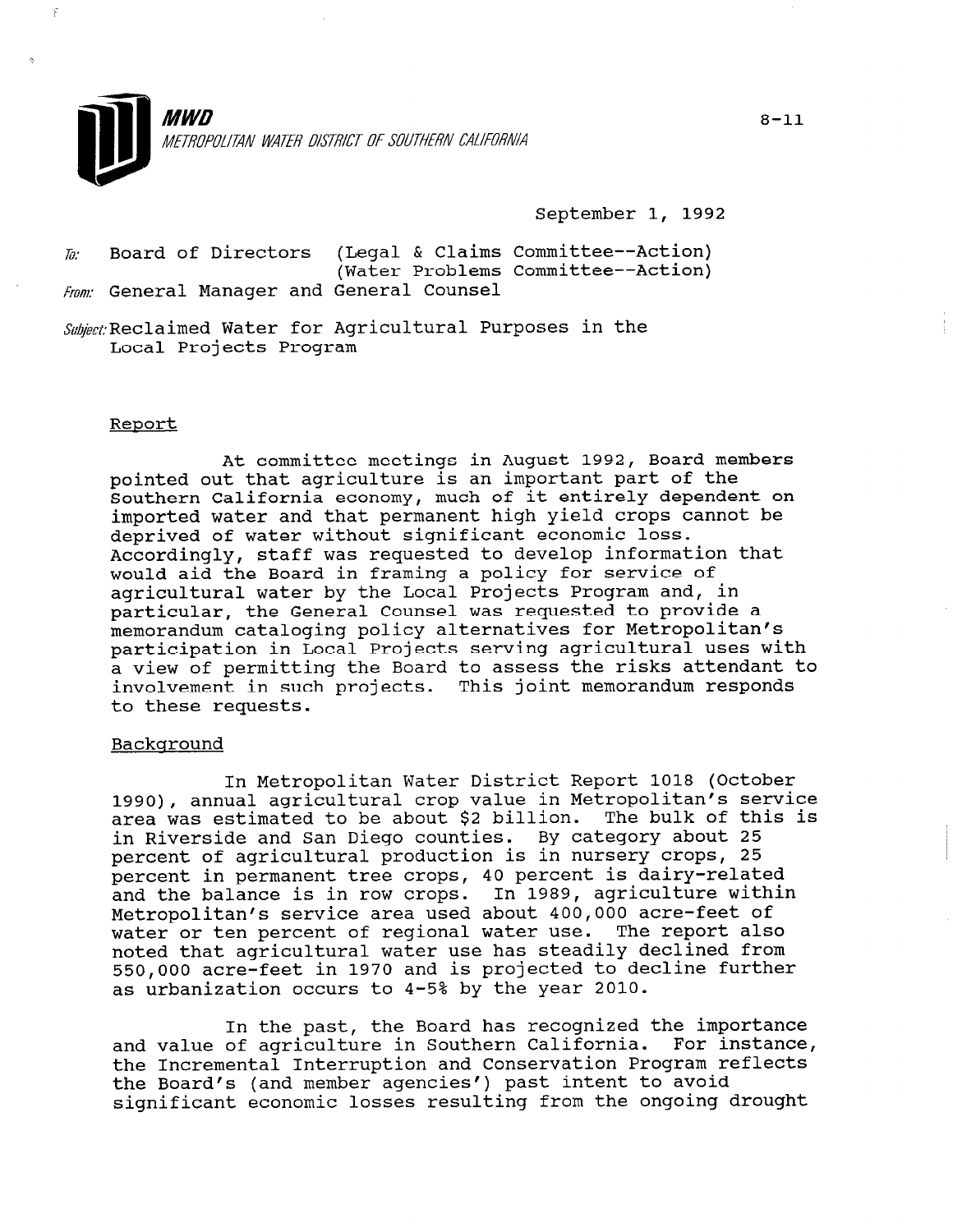**MWD**

*METROPOLITAN WATER DISTRICT OF SOUTHERN CALIFORNIA*

8-11

September 1, 1992

To: Board of Directors (Legal & Claims Committee--Action)
(Water Problems Committee--Action)

From: General Manager and General Counsel

Subject: Reclaimed Water for Agricultural Purposes in the Local Projects Program

## Report

At committee meetings in August 1992, Board members pointed out that agriculture is an important part of the Southern California economy, much of it entirely dependent on imported water and that permanent high yield crops cannot be deprived of water without significant economic loss. Accordingly, staff was requested to develop information that would aid the Board in framing a policy for service of agricultural water by the Local Projects Program and, in particular, the General Counsel was requested to provide a memorandum cataloging policy alternatives for Metropolitan's participation in Local Projects serving agricultural uses with a view of permitting the Board to assess the risks attendant to involvement in such projects. This joint memorandum responds to these requests.

## Background

In Metropolitan Water District Report 1018 (October 1990), annual agricultural crop value in Metropolitan's service area was estimated to be about $2 billion. The bulk of this is in Riverside and San Diego counties. By category about 25 percent of agricultural production is in nursery crops, 25 percent in permanent tree crops, 40 percent is dairy-related and the balance is in row crops. In 1989, agriculture within Metropolitan's service area used about 400,000 acre-feet of water or ten percent of regional water use. The report also noted that agricultural water use has steadily declined from 550,000 acre-feet in 1970 and is projected to decline further as urbanization occurs to 4-5% by the year 2010.

In the past, the Board has recognized the importance and value of agriculture in Southern California. For instance, the Incremental Interruption and Conservation Program reflects the Board's (and member agencies') past intent to avoid significant economic losses resulting from the ongoing drought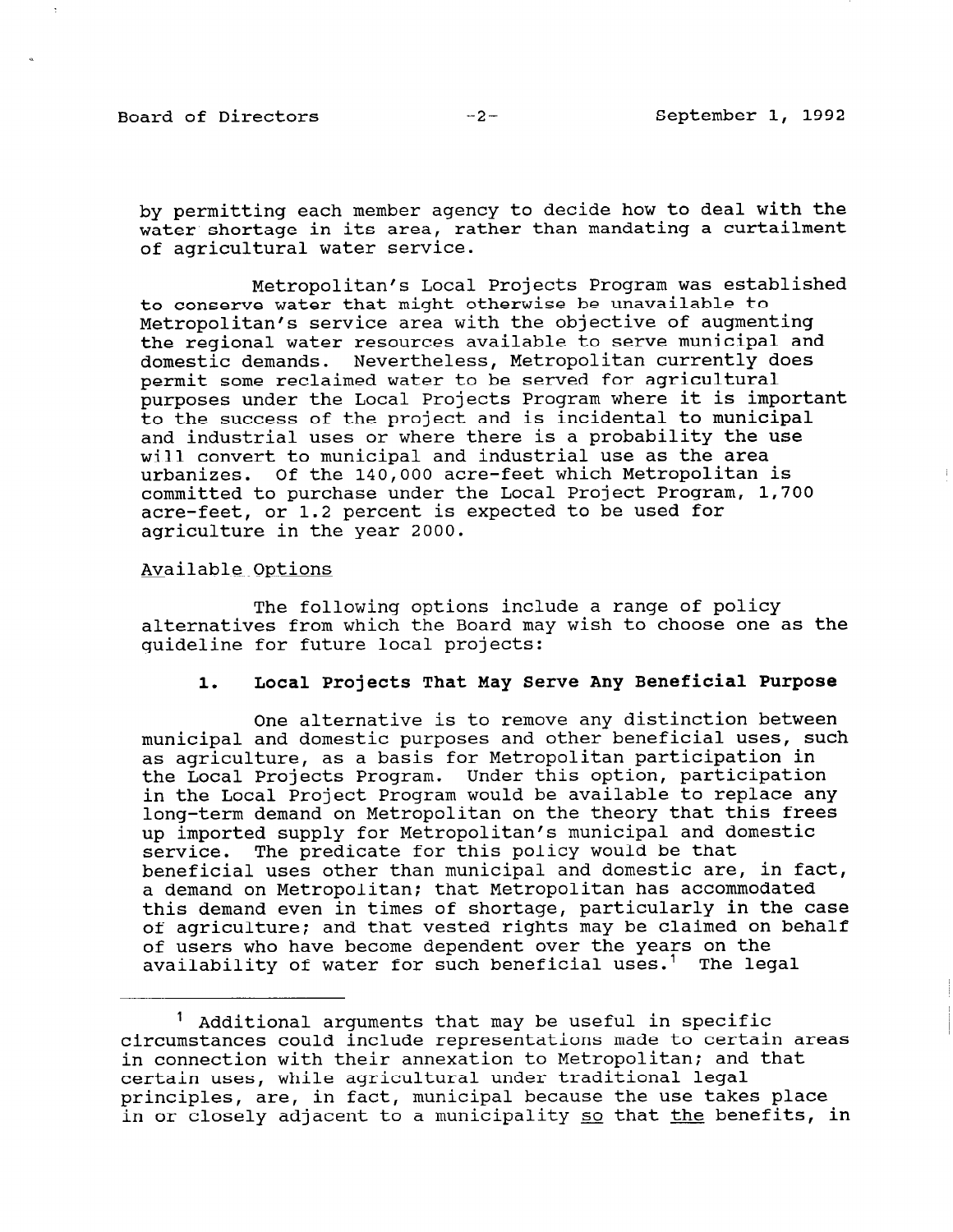by permitting each member agency to decide how to deal with the water shortage in its area, rather than mandating a curtailment of agricultural water service.

Metropolitan's Local Projects Program was established to conserve water that might otherwise be unavailable to Metropolitan's service area with the objective of augmenting the regional water resources available to serve municipal and domestic demands. Nevertheless, Metropolitan currently does permit some reclaimed water to be served for agricultural purposes under the Local Projects Program where it is important to the success of the project and is incidental to municipal and industrial uses or where there is a probability the use will convert to municipal and industrial use as the area urbanizes. Of the 140,000 acre-feet which Metropolitan is committed to purchase under the Local Project Program, 1,700 acre-feet, or 1.2 percent is expected to be used for agriculture in the year 2000.

Available Options

The following options include a range of policy alternatives from which the Board may wish to choose one as the guideline for future local projects:

**1. Local Projects That May Serve Any Beneficial Purpose**

One alternative is to remove any distinction between municipal and domestic purposes and other beneficial uses, such as agriculture, as a basis for Metropolitan participation in the Local Projects Program. Under this option, participation in the Local Project Program would be available to replace any long-term demand on Metropolitan on the theory that this frees up imported supply for Metropolitan's municipal and domestic service. The predicate for this policy would be that beneficial uses other than municipal and domestic are, in fact, a demand on Metropolitan; that Metropolitan has accommodated this demand even in times of shortage, particularly in the case of agriculture; and that vested rights may be claimed on behalf of users who have become dependent over the years on the availability of water for such beneficial uses.[1] The legal

[1] Additional arguments that may be useful in specific circumstances could include representations made to certain areas in connection with their annexation to Metropolitan; and that certain uses, while agricultural under traditional legal principles, are, in fact, municipal because the use takes place in or closely adjacent to a municipality so that the benefits, in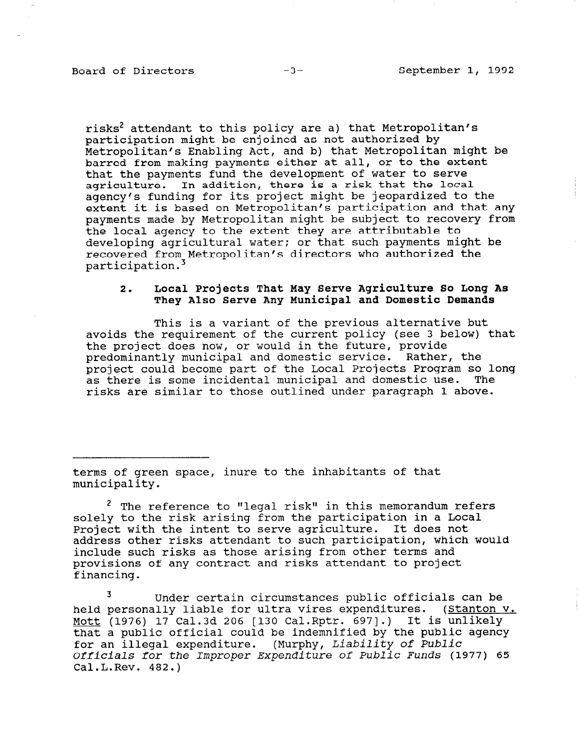risks[2] attendant to this policy are a) that Metropolitan's participation might be enjoined as not authorized by Metropolitan's Enabling Act, and b) that Metropolitan might be barred from making payments either at all, or to the extent that the payments fund the development of water to serve agriculture. In addition, there is a risk that the local agency's funding for its project might be jeopardized to the extent it is based on Metropolitan's participation and that any payments made by Metropolitan might be subject to recovery from the local agency to the extent they are attributable to developing agricultural water; or that such payments might be recovered from Metropolitan's directors who authorized the participation.[3]

### 2. Local Projects That May Serve Agriculture So Long As They Also Serve Any Municipal and Domestic Demands

This is a variant of the previous alternative but avoids the requirement of the current policy (see 3 below) that the project does now, or would in the future, provide predominantly municipal and domestic service. Rather, the project could become part of the Local Projects Program so long as there is some incidental municipal and domestic use. The risks are similar to those outlined under paragraph 1 above.

---

terms of green space, inure to the inhabitants of that municipality.

[2] The reference to "legal risk" in this memorandum refers solely to the risk arising from the participation in a Local Project with the intent to serve agriculture. It does not address other risks attendant to such participation, which would include such risks as those arising from other terms and provisions of any contract and risks attendant to project financing.

[3] Under certain circumstances public officials can be held personally liable for ultra vires expenditures. (Stanton v. Mott (1976) 17 Cal.3d 206 [130 Cal.Rptr. 697].) It is unlikely that a public official could be indemnified by the public agency for an illegal expenditure. (Murphy, *Liability of Public Officials for the Improper Expenditure of Public Funds* (1977) 65 Cal.L.Rev. 482.)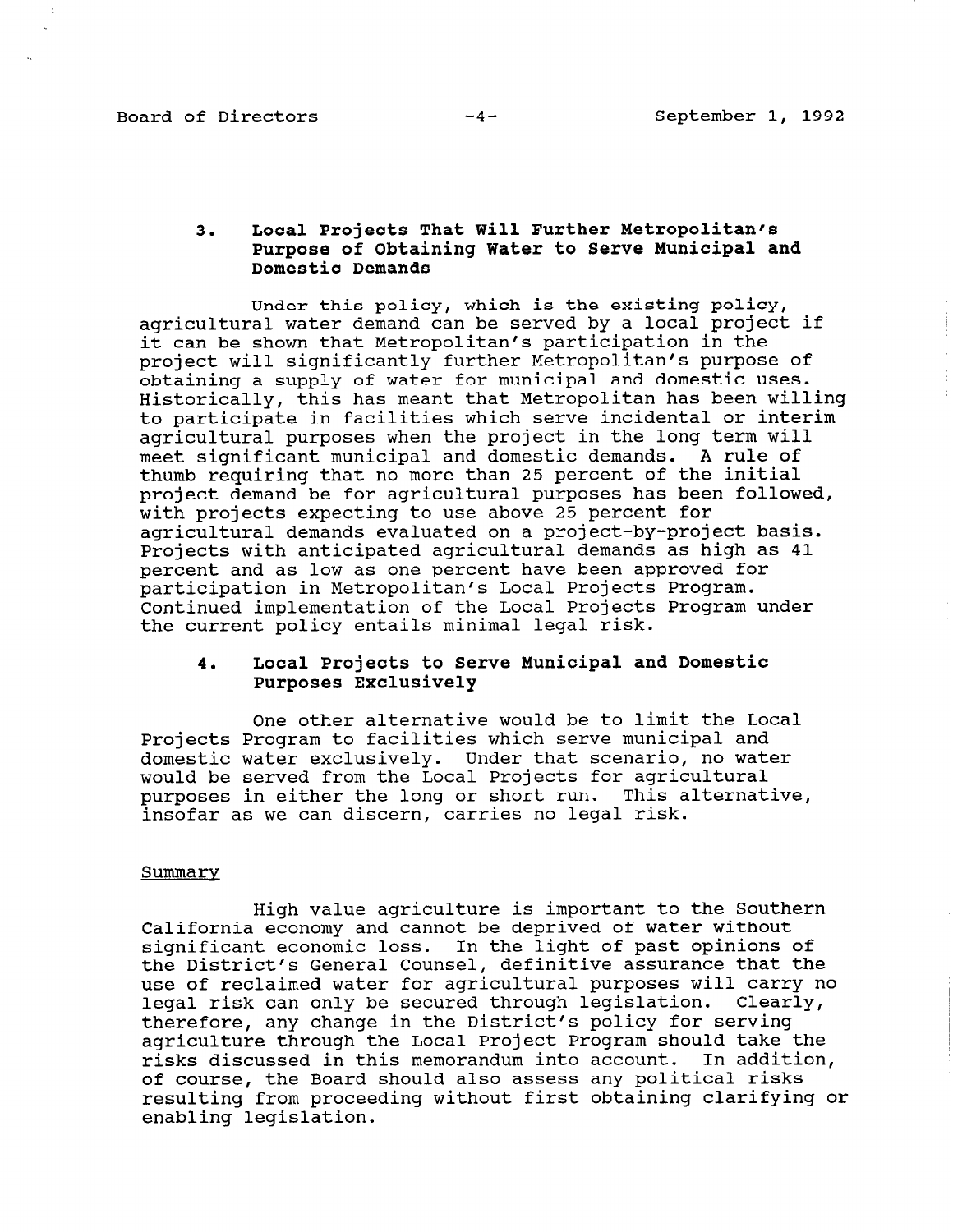### 3. Local Projects That Will Further Metropolitan's Purpose of Obtaining Water to Serve Municipal and Domestic Demands

Under this policy, which is the existing policy, agricultural water demand can be served by a local project if it can be shown that Metropolitan's participation in the project will significantly further Metropolitan's purpose of obtaining a supply of water for municipal and domestic uses. Historically, this has meant that Metropolitan has been willing to participate in facilities which serve incidental or interim agricultural purposes when the project in the long term will meet significant municipal and domestic demands. A rule of thumb requiring that no more than 25 percent of the initial project demand be for agricultural purposes has been followed, with projects expecting to use above 25 percent for agricultural demands evaluated on a project-by-project basis. Projects with anticipated agricultural demands as high as 41 percent and as low as one percent have been approved for participation in Metropolitan's Local Projects Program. Continued implementation of the Local Projects Program under the current policy entails minimal legal risk.

### 4. Local Projects to Serve Municipal and Domestic Purposes Exclusively

One other alternative would be to limit the Local Projects Program to facilities which serve municipal and domestic water exclusively. Under that scenario, no water would be served from the Local Projects for agricultural purposes in either the long or short run. This alternative, insofar as we can discern, carries no legal risk.

## Summary

High value agriculture is important to the Southern California economy and cannot be deprived of water without significant economic loss. In the light of past opinions of the District's General Counsel, definitive assurance that the use of reclaimed water for agricultural purposes will carry no legal risk can only be secured through legislation. Clearly, therefore, any change in the District's policy for serving agriculture through the Local Project Program should take the risks discussed in this memorandum into account. In addition, of course, the Board should also assess any political risks resulting from proceeding without first obtaining clarifying or enabling legislation.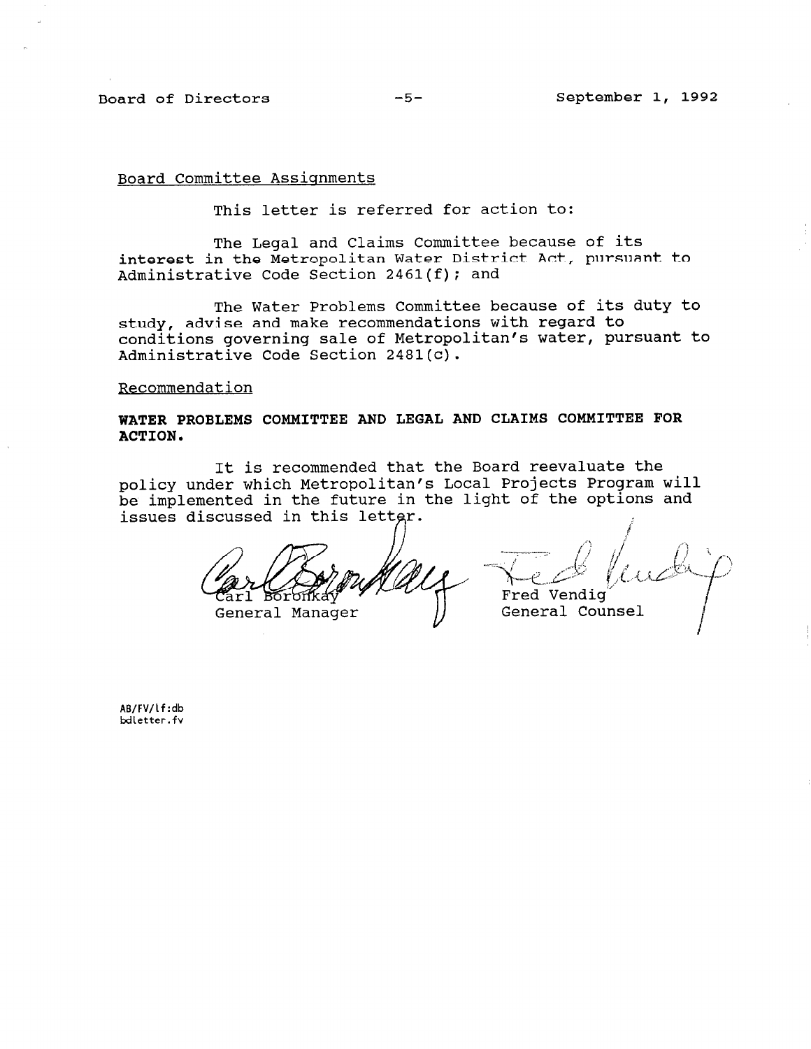Board Committee Assignments

This letter is referred for action to:

The Legal and Claims Committee because of its interest in the Metropolitan Water District Act, pursuant to Administrative Code Section 2461(f); and

The Water Problems Committee because of its duty to study, advise and make recommendations with regard to conditions governing sale of Metropolitan's water, pursuant to Administrative Code Section 2481(c).

Recommendation

**WATER PROBLEMS COMMITTEE AND LEGAL AND CLAIMS COMMITTEE FOR ACTION.**

It is recommended that the Board reevaluate the policy under which Metropolitan's Local Projects Program will be implemented in the future in the light of the options and issues discussed in this letter.

Carl Boronkay
General Manager

Fred Vendig
General Counsel

AB/FV/lf:db
bdletter.fv